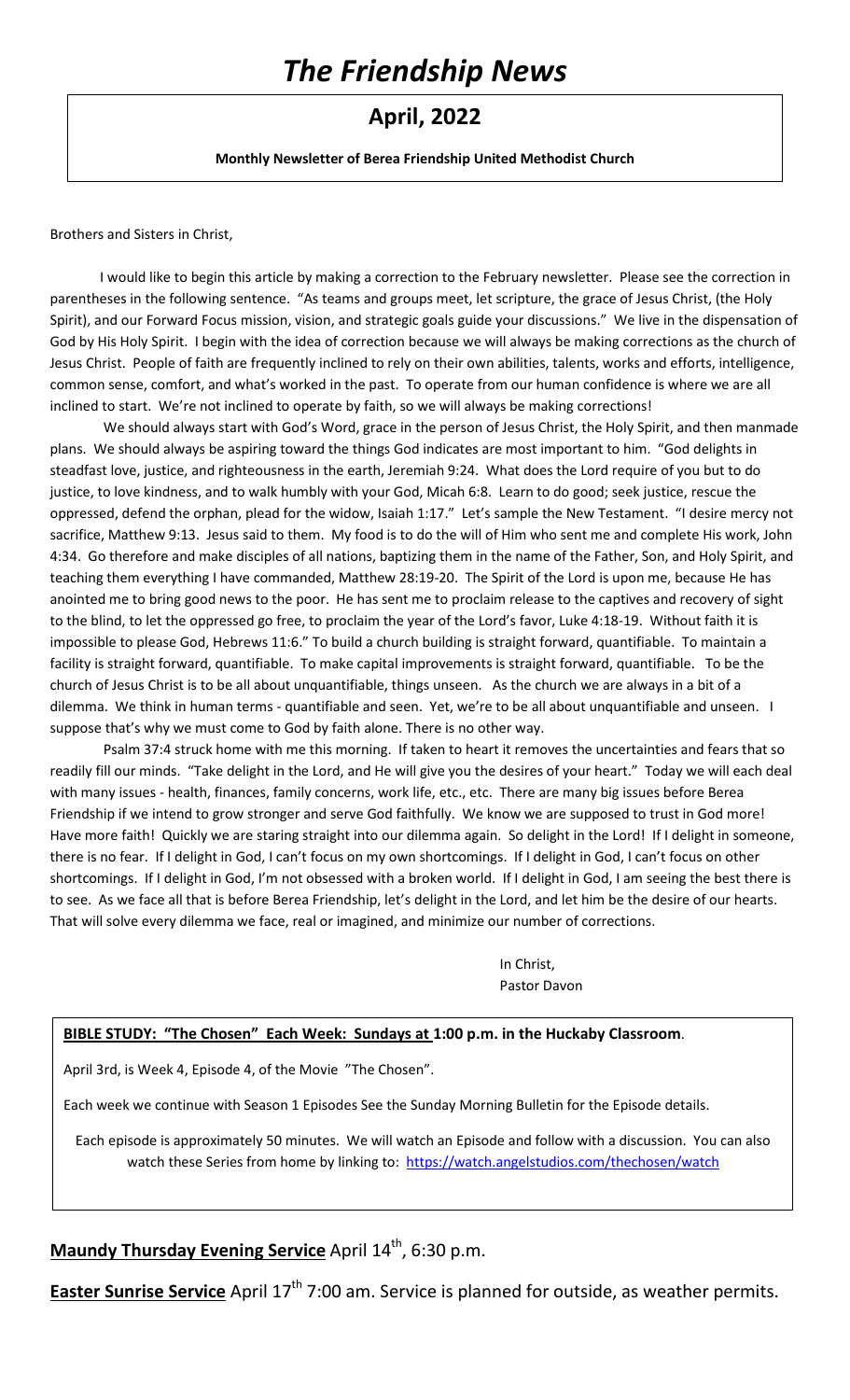# *The Friendship News*

## April, 2022

**Monthly Newsletter of Berea Friendship United Methodist Church**

Brothers and Sisters in Christ,

I would like to begin this article by making a correction to the February newsletter. Please see the correction in parentheses in the following sentence. "As teams and groups meet, let scripture, the grace of Jesus Christ, (the Holy Spirit), and our Forward Focus mission, vision, and strategic goals guide your discussions." We live in the dispensation of God by His Holy Spirit. I begin with the idea of correction because we will always be making corrections as the church of Jesus Christ. People of faith are frequently inclined to rely on their own abilities, talents, works and efforts, intelligence, common sense, comfort, and what's worked in the past. To operate from our human confidence is where we are all inclined to start. We're not inclined to operate by faith, so we will always be making corrections!

We should always start with God's Word, grace in the person of Jesus Christ, the Holy Spirit, and then manmade plans. We should always be aspiring toward the things God indicates are most important to him. "God delights in steadfast love, justice, and righteousness in the earth, Jeremiah 9:24. What does the Lord require of you but to do justice, to love kindness, and to walk humbly with your God, Micah 6:8. Learn to do good; seek justice, rescue the oppressed, defend the orphan, plead for the widow, Isaiah 1:17." Let's sample the New Testament. "I desire mercy not sacrifice, Matthew 9:13. Jesus said to them. My food is to do the will of Him who sent me and complete His work, John 4:34. Go therefore and make disciples of all nations, baptizing them in the name of the Father, Son, and Holy Spirit, and teaching them everything I have commanded, Matthew 28:19-20. The Spirit of the Lord is upon me, because He has anointed me to bring good news to the poor. He has sent me to proclaim release to the captives and recovery of sight to the blind, to let the oppressed go free, to proclaim the year of the Lord's favor, Luke 4:18-19. Without faith it is impossible to please God, Hebrews 11:6." To build a church building is straight forward, quantifiable. To maintain a facility is straight forward, quantifiable. To make capital improvements is straight forward, quantifiable. To be the church of Jesus Christ is to be all about unquantifiable, things unseen. As the church we are always in a bit of a dilemma. We think in human terms - quantifiable and seen. Yet, we're to be all about unquantifiable and unseen. I suppose that's why we must come to God by faith alone. There is no other way.

Psalm 37:4 struck home with me this morning. If taken to heart it removes the uncertainties and fears that so readily fill our minds. "Take delight in the Lord, and He will give you the desires of your heart." Today we will each deal with many issues - health, finances, family concerns, work life, etc., etc. There are many big issues before Berea Friendship if we intend to grow stronger and serve God faithfully. We know we are supposed to trust in God more! Have more faith! Quickly we are staring straight into our dilemma again. So delight in the Lord! If I delight in someone, there is no fear. If I delight in God, I can't focus on my own shortcomings. If I delight in God, I can't focus on other shortcomings. If I delight in God, I'm not obsessed with a broken world. If I delight in God, I am seeing the best there is to see. As we face all that is before Berea Friendship, let's delight in the Lord, and let him be the desire of our hearts. That will solve every dilemma we face, real or imagined, and minimize our number of corrections.

In Christ,
Pastor Davon

**BIBLE STUDY: "The Chosen" Each Week: Sundays at 1:00 p.m. in the Huckaby Classroom**.

April 3rd, is Week 4, Episode 4, of the Movie "The Chosen".

Each week we continue with Season 1 Episodes See the Sunday Morning Bulletin for the Episode details.

Each episode is approximately 50 minutes. We will watch an Episode and follow with a discussion. You can also watch these Series from home by linking to: https://watch.angelstudios.com/thechosen/watch

**Maundy Thursday Evening Service** April 14th, 6:30 p.m.

**Easter Sunrise Service** April 17th 7:00 am. Service is planned for outside, as weather permits.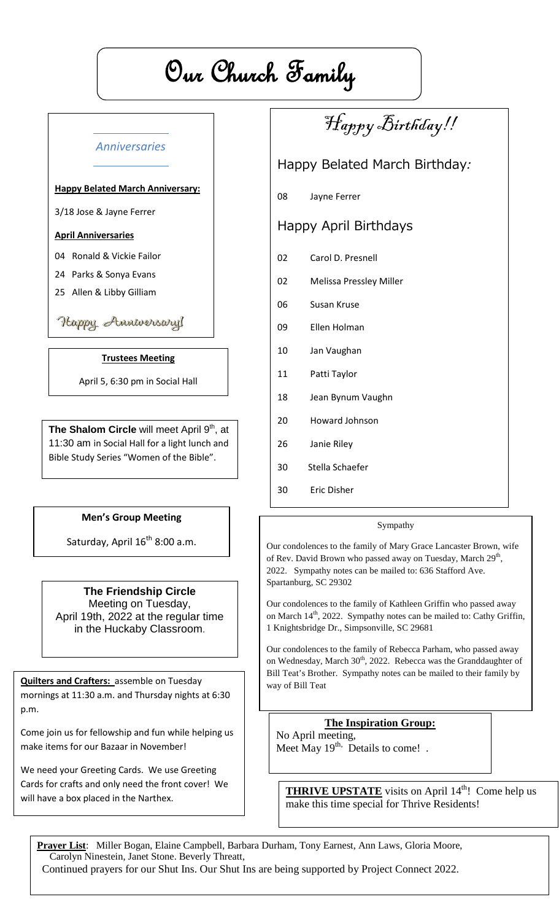# Our Church Family

## Anniversaries

**Happy Belated March Anniversary:**

3/18 Jose & Jayne Ferrer

**April Anniversaries**

04 Ronald & Vickie Failor

24 Parks & Sonya Evans

25 Allen & Libby Gilliam

*Happy Anniversary!*

**Trustees Meeting**

April 5, 6:30 pm in Social Hall

**The Shalom Circle** will meet April 9th, at 11:30 am in Social Hall for a light lunch and Bible Study Series "Women of the Bible".

**Men's Group Meeting**

Saturday, April 16th 8:00 a.m.

**The Friendship Circle**

Meeting on Tuesday, April 19th, 2022 at the regular time in the Huckaby Classroom.

**Quilters and Crafters:** assemble on Tuesday mornings at 11:30 a.m. and Thursday nights at 6:30 p.m.

Come join us for fellowship and fun while helping us make items for our Bazaar in November!

We need your Greeting Cards. We use Greeting Cards for crafts and only need the front cover! We will have a box placed in the Narthex.

## Happy Birthday!!

### Happy Belated March Birthday:

08 Jayne Ferrer

### Happy April Birthdays

02 Carol D. Presnell

02 Melissa Pressley Miller

06 Susan Kruse

09 Ellen Holman

10 Jan Vaughan

11 Patti Taylor

18 Jean Bynum Vaughn

20 Howard Johnson

26 Janie Riley

30 Stella Schaefer

30 Eric Disher

### Sympathy

Our condolences to the family of Mary Grace Lancaster Brown, wife of Rev. David Brown who passed away on Tuesday, March 29th, 2022. Sympathy notes can be mailed to: 636 Stafford Ave. Spartanburg, SC 29302

Our condolences to the family of Kathleen Griffin who passed away on March 14th, 2022. Sympathy notes can be mailed to: Cathy Griffin, 1 Knightsbridge Dr., Simpsonville, SC 29681

Our condolences to the family of Rebecca Parham, who passed away on Wednesday, March 30th, 2022. Rebecca was the Granddaughter of Bill Teat's Brother. Sympathy notes can be mailed to their family by way of Bill Teat

**The Inspiration Group:**

No April meeting,
Meet May 19th. Details to come! .

**THRIVE UPSTATE** visits on April 14th! Come help us make this time special for Thrive Residents!

**Prayer List**: Miller Bogan, Elaine Campbell, Barbara Durham, Tony Earnest, Ann Laws, Gloria Moore, Carolyn Ninestein, Janet Stone. Beverly Threatt,
Continued prayers for our Shut Ins. Our Shut Ins are being supported by Project Connect 2022.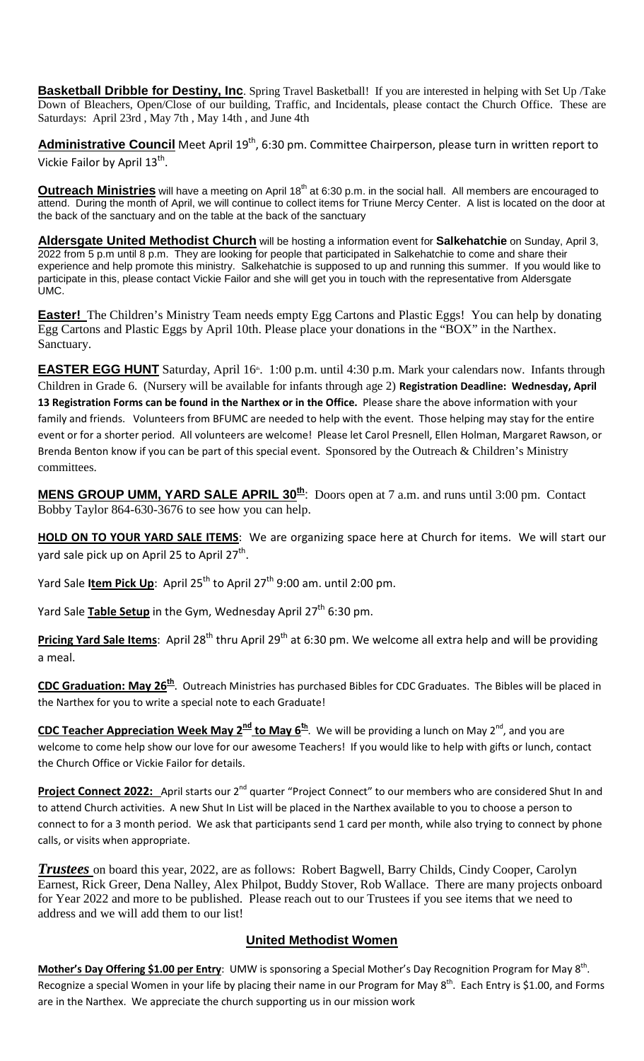**Basketball Dribble for Destiny, Inc**. Spring Travel Basketball! If you are interested in helping with Set Up /Take Down of Bleachers, Open/Close of our building, Traffic, and Incidentals, please contact the Church Office. These are Saturdays: April 23rd , May 7th , May 14th , and June 4th

**Administrative Council** Meet April 19th, 6:30 pm. Committee Chairperson, please turn in written report to Vickie Failor by April 13th.

**Outreach Ministries** will have a meeting on April 18th at 6:30 p.m. in the social hall. All members are encouraged to attend. During the month of April, we will continue to collect items for Triune Mercy Center. A list is located on the door at the back of the sanctuary and on the table at the back of the sanctuary

**Aldersgate United Methodist Church** will be hosting a information event for **Salkehatchie** on Sunday, April 3, 2022 from 5 p.m until 8 p.m. They are looking for people that participated in Salkehatchie to come and share their experience and help promote this ministry. Salkehatchie is supposed to up and running this summer. If you would like to participate in this, please contact Vickie Failor and she will get you in touch with the representative from Aldersgate UMC.

**Easter!** The Children's Ministry Team needs empty Egg Cartons and Plastic Eggs! You can help by donating Egg Cartons and Plastic Eggs by April 10th. Please place your donations in the "BOX" in the Narthex. Sanctuary.

**EASTER EGG HUNT** Saturday, April 16th. 1:00 p.m. until 4:30 p.m. Mark your calendars now. Infants through Children in Grade 6. (Nursery will be available for infants through age 2) **Registration Deadline: Wednesday, April 13 Registration Forms can be found in the Narthex or in the Office.** Please share the above information with your family and friends. Volunteers from BFUMC are needed to help with the event. Those helping may stay for the entire event or for a shorter period. All volunteers are welcome! Please let Carol Presnell, Ellen Holman, Margaret Rawson, or Brenda Benton know if you can be part of this special event. Sponsored by the Outreach & Children's Ministry committees.

**MENS GROUP UMM, YARD SALE APRIL 30th**: Doors open at 7 a.m. and runs until 3:00 pm. Contact Bobby Taylor 864-630-3676 to see how you can help.

**HOLD ON TO YOUR YARD SALE ITEMS**: We are organizing space here at Church for items. We will start our yard sale pick up on April 25 to April 27th.

Yard Sale **Item Pick Up**: April 25th to April 27th 9:00 am. until 2:00 pm.

Yard Sale **Table Setup** in the Gym, Wednesday April 27th 6:30 pm.

**Pricing Yard Sale Items**: April 28th thru April 29th at 6:30 pm. We welcome all extra help and will be providing a meal.

**CDC Graduation: May 26th**. Outreach Ministries has purchased Bibles for CDC Graduates. The Bibles will be placed in the Narthex for you to write a special note to each Graduate!

**CDC Teacher Appreciation Week May 2nd to May 6th**. We will be providing a lunch on May 2nd, and you are welcome to come help show our love for our awesome Teachers! If you would like to help with gifts or lunch, contact the Church Office or Vickie Failor for details.

**Project Connect 2022:** April starts our 2nd quarter "Project Connect" to our members who are considered Shut In and to attend Church activities. A new Shut In List will be placed in the Narthex available to you to choose a person to connect to for a 3 month period. We ask that participants send 1 card per month, while also trying to connect by phone calls, or visits when appropriate.

***Trustees*** on board this year, 2022, are as follows: Robert Bagwell, Barry Childs, Cindy Cooper, Carolyn Earnest, Rick Greer, Dena Nalley, Alex Philpot, Buddy Stover, Rob Wallace. There are many projects onboard for Year 2022 and more to be published. Please reach out to our Trustees if you see items that we need to address and we will add them to our list!

## United Methodist Women

**Mother's Day Offering $1.00 per Entry**: UMW is sponsoring a Special Mother's Day Recognition Program for May 8th. Recognize a special Women in your life by placing their name in our Program for May 8th. Each Entry is $1.00, and Forms are in the Narthex. We appreciate the church supporting us in our mission work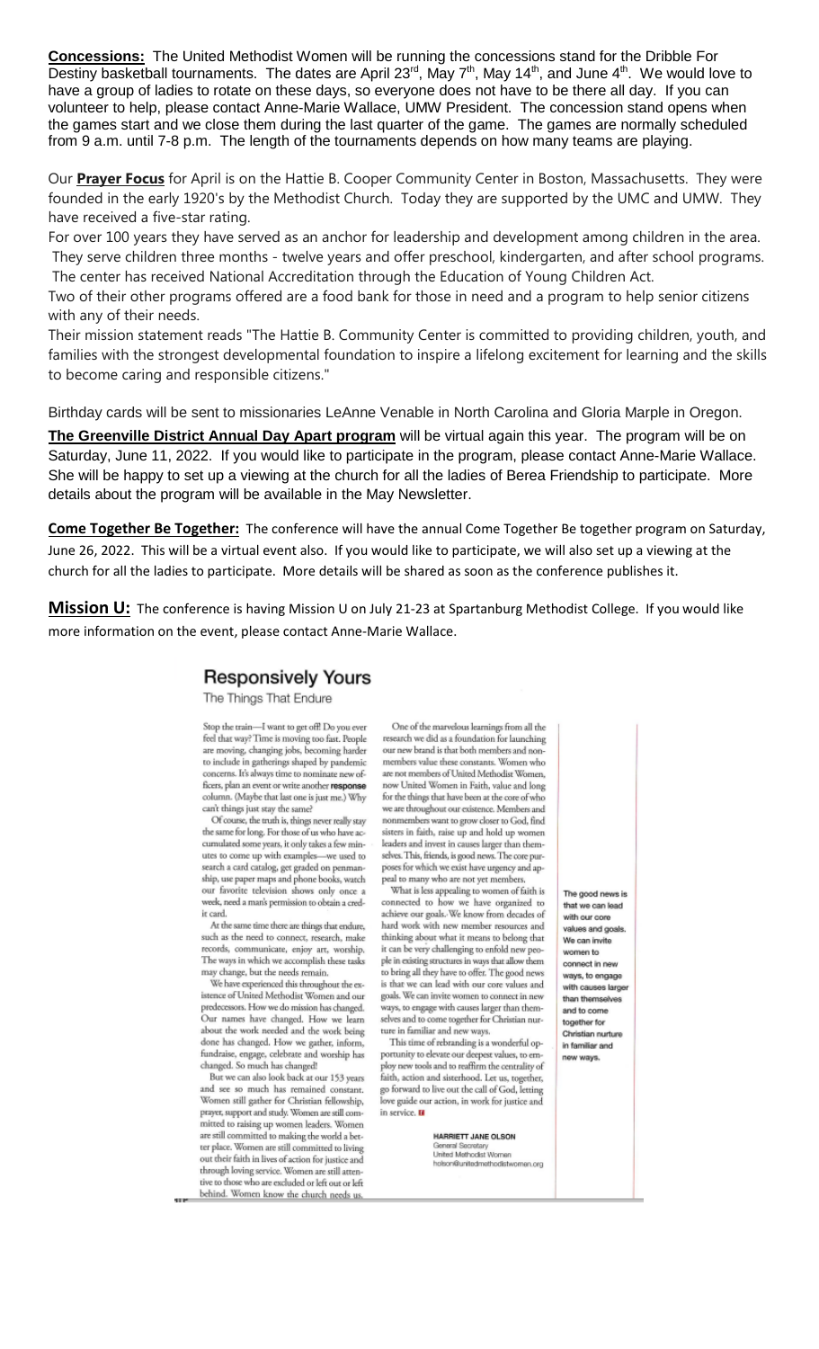**Concessions:** The United Methodist Women will be running the concessions stand for the Dribble For Destiny basketball tournaments. The dates are April 23rd, May 7th, May 14th, and June 4th. We would love to have a group of ladies to rotate on these days, so everyone does not have to be there all day. If you can volunteer to help, please contact Anne-Marie Wallace, UMW President. The concession stand opens when the games start and we close them during the last quarter of the game. The games are normally scheduled from 9 a.m. until 7-8 p.m. The length of the tournaments depends on how many teams are playing.

Our **Prayer Focus** for April is on the Hattie B. Cooper Community Center in Boston, Massachusetts. They were founded in the early 1920's by the Methodist Church. Today they are supported by the UMC and UMW. They have received a five-star rating.

For over 100 years they have served as an anchor for leadership and development among children in the area. They serve children three months - twelve years and offer preschool, kindergarten, and after school programs. The center has received National Accreditation through the Education of Young Children Act.

Two of their other programs offered are a food bank for those in need and a program to help senior citizens with any of their needs.

Their mission statement reads "The Hattie B. Community Center is committed to providing children, youth, and families with the strongest developmental foundation to inspire a lifelong excitement for learning and the skills to become caring and responsible citizens."

Birthday cards will be sent to missionaries LeAnne Venable in North Carolina and Gloria Marple in Oregon.

**The Greenville District Annual Day Apart program** will be virtual again this year. The program will be on Saturday, June 11, 2022. If you would like to participate in the program, please contact Anne-Marie Wallace. She will be happy to set up a viewing at the church for all the ladies of Berea Friendship to participate. More details about the program will be available in the May Newsletter.

**Come Together Be Together:** The conference will have the annual Come Together Be together program on Saturday, June 26, 2022. This will be a virtual event also. If you would like to participate, we will also set up a viewing at the church for all the ladies to participate. More details will be shared as soon as the conference publishes it.

**Mission U:** The conference is having Mission U on July 21-23 at Spartanburg Methodist College. If you would like more information on the event, please contact Anne-Marie Wallace.

## Responsively Yours

The Things That Endure

Stop the train—I want to get off! Do you ever feel that way? Time is moving too fast. People are moving, changing jobs, becoming harder to include in gatherings shaped by pandemic concerns. It's always time to nominate new officers, plan an event or write another **response** column. (Maybe that last one is just me.) Why can't things just stay the same?

Of course, the truth is, things never really stay the same for long. For those of us who have accumulated some years, it only takes a few minutes to come up with examples—we used to search a card catalog, get graded on penmanship, use paper maps and phone books, watch our favorite television shows only once a week, need a man's permission to obtain a credit card.

At the same time there are things that endure, such as the need to connect, research, make records, communicate, enjoy art, worship. The ways in which we accomplish these tasks may change, but the needs remain.

We have experienced this throughout the existence of United Methodist Women and our predecessors. How we do mission has changed. Our names have changed. How we learn about the work needed and the work being done has changed. How we gather, inform, fundraise, engage, celebrate and worship has changed. So much has changed!

But we can also look back at our 153 years and see so much has remained constant. Women still gather for Christian fellowship, prayer, support and study. Women are still committed to raising up women leaders. Women are still committed to making the world a better place. Women are still committed to living out their faith in lives of action for justice and through loving service. Women are still attentive to those who are excluded or left out or left behind. Women know the church needs us.

One of the marvelous learnings from all the research we did as a foundation for launching our new brand is that both members and nonmembers value these constants. Women who are not members of United Methodist Women, now United Women in Faith, value and long for the things that have been at the core of who we are throughout our existence. Members and nonmembers want to grow closer to God, find sisters in faith, raise up and hold up women leaders and invest in causes larger than themselves. This, friends, is good news. The core purposes for which we exist have urgency and appeal to many who are not yet members.

What is less appealing to women of faith is connected to how we have organized to achieve our goals. We know from decades of hard work with new member resources and thinking about what it means to belong that it can be very challenging to enfold new people in existing structures in ways that allow them to bring all they have to offer. The good news is that we can lead with our core values and goals. We can invite women to connect in new ways, to engage with causes larger than themselves and to come together for Christian nurture in familiar and new ways.

This time of rebranding is a wonderful opportunity to elevate our deepest values, to employ new tools and to reaffirm the centrality of faith, action and sisterhood. Let us, together, go forward to live out the call of God, letting love guide our action, in work for justice and in service.

*The good news is that we can lead with our core values and goals. We can invite women to connect in new ways, to engage with causes larger than themselves and to come together for Christian nurture in familiar and new ways.*

HARRIETT JANE OLSON
General Secretary
United Methodist Women
holson@unitedmethodistwomen.org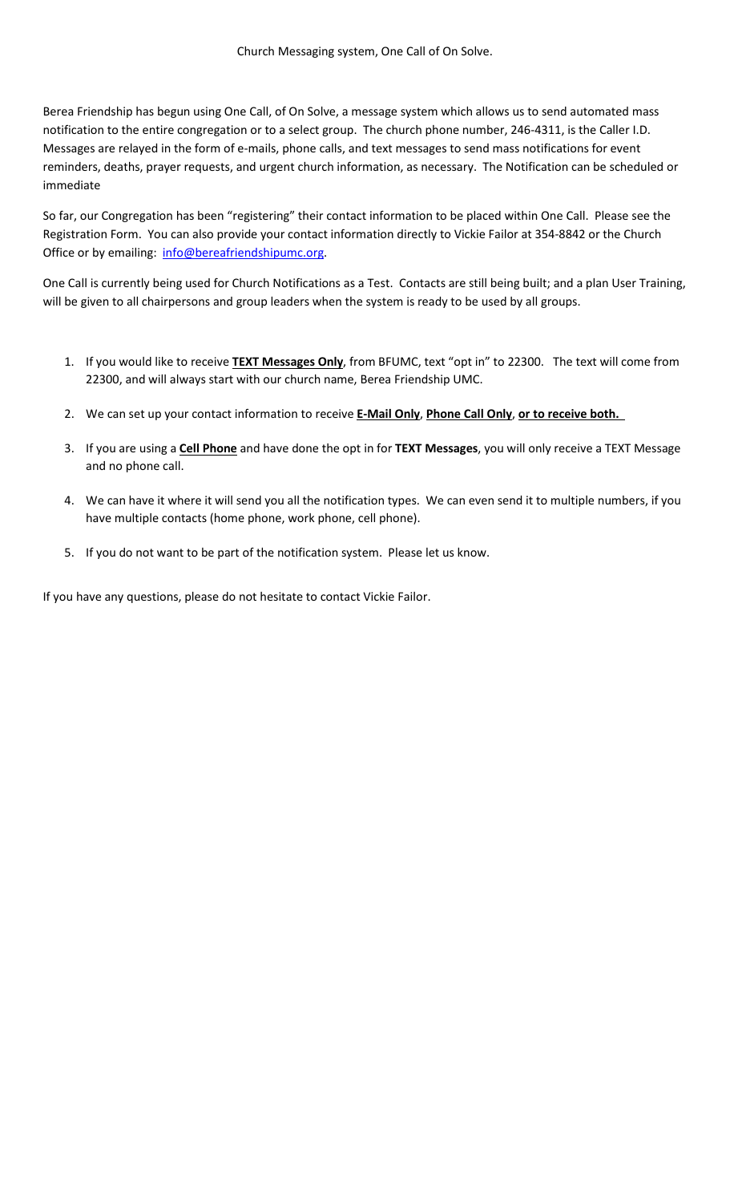Church Messaging system, One Call of On Solve.

Berea Friendship has begun using One Call, of On Solve, a message system which allows us to send automated mass notification to the entire congregation or to a select group. The church phone number, 246-4311, is the Caller I.D. Messages are relayed in the form of e-mails, phone calls, and text messages to send mass notifications for event reminders, deaths, prayer requests, and urgent church information, as necessary. The Notification can be scheduled or immediate

So far, our Congregation has been "registering" their contact information to be placed within One Call. Please see the Registration Form. You can also provide your contact information directly to Vickie Failor at 354-8842 or the Church Office or by emailing: [info@bereafriendshipumc.org](mailto:info@bereafriendshipumc.org).

One Call is currently being used for Church Notifications as a Test. Contacts are still being built; and a plan User Training, will be given to all chairpersons and group leaders when the system is ready to be used by all groups.

1. If you would like to receive **TEXT Messages Only**, from BFUMC, text "opt in" to 22300. The text will come from 22300, and will always start with our church name, Berea Friendship UMC.
2. We can set up your contact information to receive **E-Mail Only**, **Phone Call Only**, **or to receive both.**
3. If you are using a **Cell Phone** and have done the opt in for **TEXT Messages**, you will only receive a TEXT Message and no phone call.
4. We can have it where it will send you all the notification types. We can even send it to multiple numbers, if you have multiple contacts (home phone, work phone, cell phone).
5. If you do not want to be part of the notification system. Please let us know.

If you have any questions, please do not hesitate to contact Vickie Failor.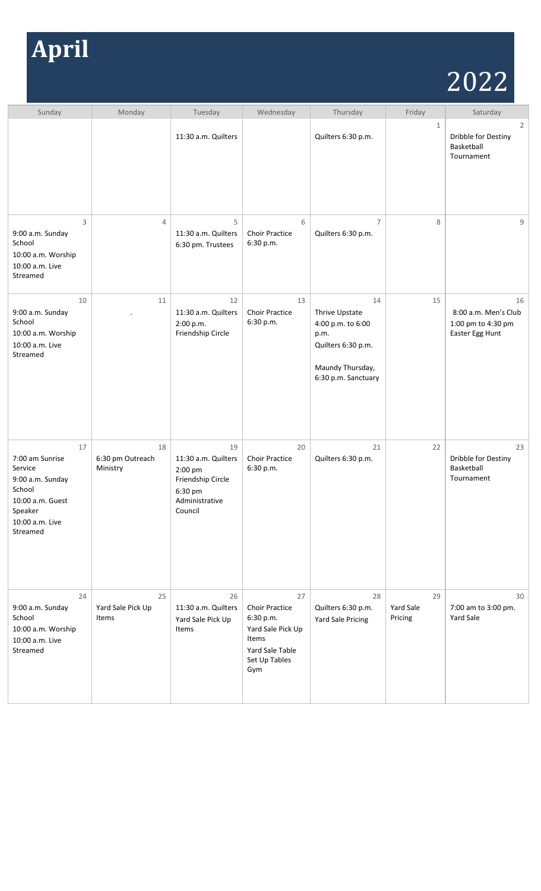# April

# 2022

| Sunday | Monday | Tuesday | Wednesday | Thursday | Friday | Saturday |
|---|---|---|---|---|---|---|
| | | 11:30 a.m. Quilters | | Quilters 6:30 p.m. | 1 | 2<br>Dribble for Destiny Basketball Tournament |
| 3<br>9:00 a.m. Sunday School<br>10:00 a.m. Worship<br>10:00 a.m. Live Streamed | 4 | 5<br>11:30 a.m. Quilters<br>6:30 pm. Trustees | 6<br>Choir Practice 6:30 p.m. | 7<br>Quilters 6:30 p.m. | 8 | 9 |
| 10<br>9:00 a.m. Sunday School<br>10:00 a.m. Worship<br>10:00 a.m. Live Streamed | 11<br>. | 12<br>11:30 a.m. Quilters<br>2:00 p.m. Friendship Circle | 13<br>Choir Practice 6:30 p.m. | 14<br>Thrive Upstate 4:00 p.m. to 6:00 p.m.<br>Quilters 6:30 p.m.<br>Maundy Thursday, 6:30 p.m. Sanctuary | 15 | 16<br>8:00 a.m. Men's Club<br>1:00 pm to 4:30 pm Easter Egg Hunt |
| 17<br>7:00 am Sunrise Service<br>9:00 a.m. Sunday School<br>10:00 a.m. Guest Speaker<br>10:00 a.m. Live Streamed | 18<br>6:30 pm Outreach Ministry | 19<br>11:30 a.m. Quilters<br>2:00 pm Friendship Circle<br>6:30 pm Administrative Council | 20<br>Choir Practice 6:30 p.m. | 21<br>Quilters 6:30 p.m. | 22 | 23<br>Dribble for Destiny Basketball Tournament |
| 24<br>9:00 a.m. Sunday School<br>10:00 a.m. Worship<br>10:00 a.m. Live Streamed | 25<br>Yard Sale Pick Up Items | 26<br>11:30 a.m. Quilters<br>Yard Sale Pick Up Items | 27<br>Choir Practice 6:30 p.m.<br>Yard Sale Pick Up Items<br>Yard Sale Table Set Up Tables Gym | 28<br>Quilters 6:30 p.m.<br>Yard Sale Pricing | 29<br>Yard Sale Pricing | 30<br>7:00 am to 3:00 pm. Yard Sale |